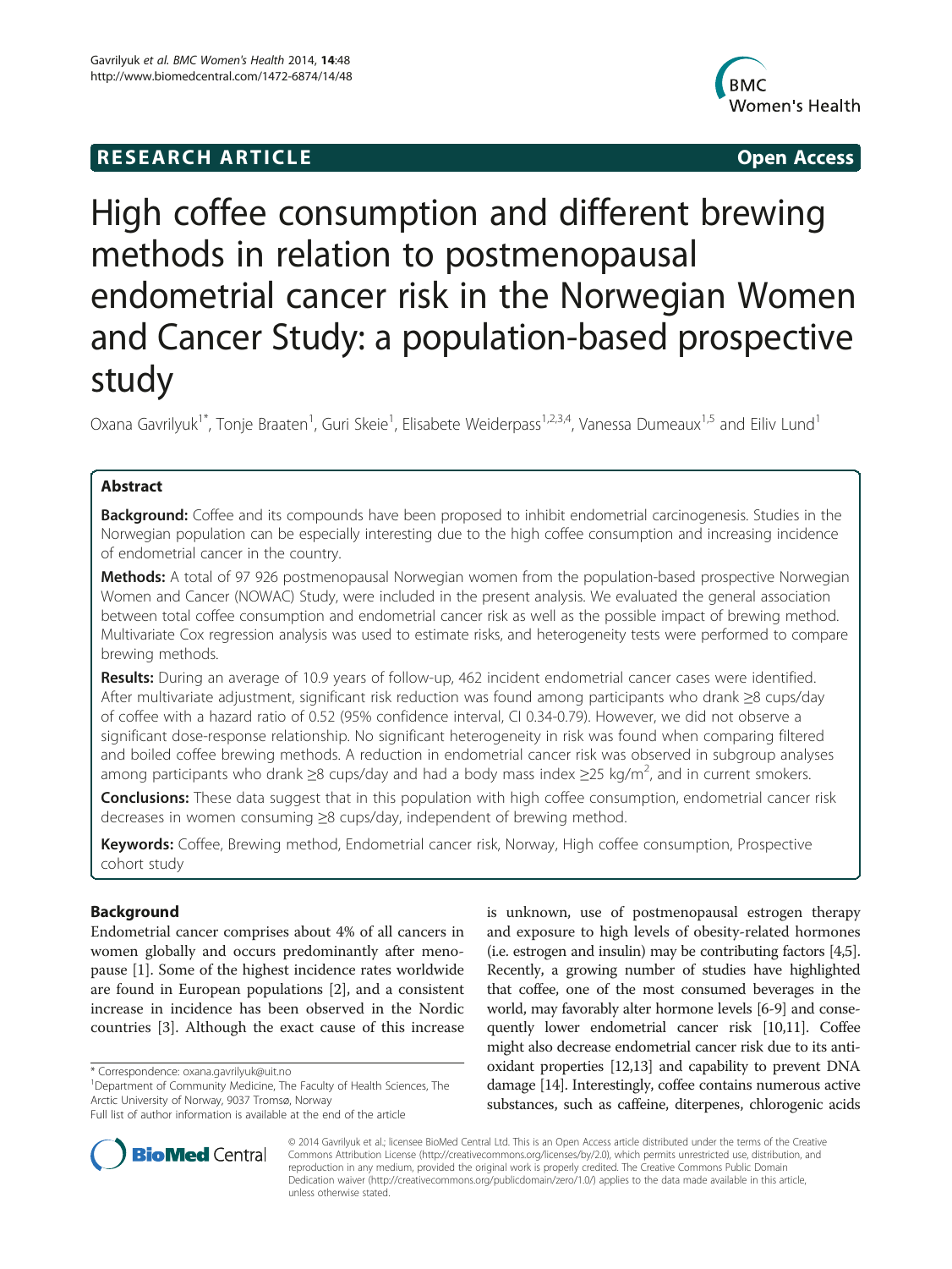**RESEARCH ARTICLE** **Open Access**

# High coffee consumption and different brewing methods in relation to postmenopausal endometrial cancer risk in the Norwegian Women and Cancer Study: a population-based prospective study

Oxana Gavrilyuk[1*], Tonje Braaten[1], Guri Skeie[1], Elisabete Weiderpass[1,2,3,4], Vanessa Dumeaux[1,5] and Eiliv Lund[1]

## Abstract

**Background:** Coffee and its compounds have been proposed to inhibit endometrial carcinogenesis. Studies in the Norwegian population can be especially interesting due to the high coffee consumption and increasing incidence of endometrial cancer in the country.

**Methods:** A total of 97 926 postmenopausal Norwegian women from the population-based prospective Norwegian Women and Cancer (NOWAC) Study, were included in the present analysis. We evaluated the general association between total coffee consumption and endometrial cancer risk as well as the possible impact of brewing method. Multivariate Cox regression analysis was used to estimate risks, and heterogeneity tests were performed to compare brewing methods.

**Results:** During an average of 10.9 years of follow-up, 462 incident endometrial cancer cases were identified. After multivariate adjustment, significant risk reduction was found among participants who drank ≥8 cups/day of coffee with a hazard ratio of 0.52 (95% confidence interval, CI 0.34-0.79). However, we did not observe a significant dose-response relationship. No significant heterogeneity in risk was found when comparing filtered and boiled coffee brewing methods. A reduction in endometrial cancer risk was observed in subgroup analyses among participants who drank ≥8 cups/day and had a body mass index ≥25 kg/m$^2$, and in current smokers.

**Conclusions:** These data suggest that in this population with high coffee consumption, endometrial cancer risk decreases in women consuming ≥8 cups/day, independent of brewing method.

**Keywords:** Coffee, Brewing method, Endometrial cancer risk, Norway, High coffee consumption, Prospective cohort study

## Background

Endometrial cancer comprises about 4% of all cancers in women globally and occurs predominantly after menopause [1]. Some of the highest incidence rates worldwide are found in European populations [2], and a consistent increase in incidence has been observed in the Nordic countries [3]. Although the exact cause of this increase is unknown, use of postmenopausal estrogen therapy and exposure to high levels of obesity-related hormones (i.e. estrogen and insulin) may be contributing factors [4,5]. Recently, a growing number of studies have highlighted that coffee, one of the most consumed beverages in the world, may favorably alter hormone levels [6-9] and consequently lower endometrial cancer risk [10,11]. Coffee might also decrease endometrial cancer risk due to its antioxidant properties [12,13] and capability to prevent DNA damage [14]. Interestingly, coffee contains numerous active substances, such as caffeine, diterpenes, chlorogenic acids

\* Correspondence: oxana.gavrilyuk@uit.no
[1]Department of Community Medicine, The Faculty of Health Sciences, The Arctic University of Norway, 9037 Tromsø, Norway
Full list of author information is available at the end of the article

© 2014 Gavrilyuk et al.; licensee BioMed Central Ltd. This is an Open Access article distributed under the terms of the Creative Commons Attribution License (http://creativecommons.org/licenses/by/2.0), which permits unrestricted use, distribution, and reproduction in any medium, provided the original work is properly credited. The Creative Commons Public Domain Dedication waiver (http://creativecommons.org/publicdomain/zero/1.0/) applies to the data made available in this article, unless otherwise stated.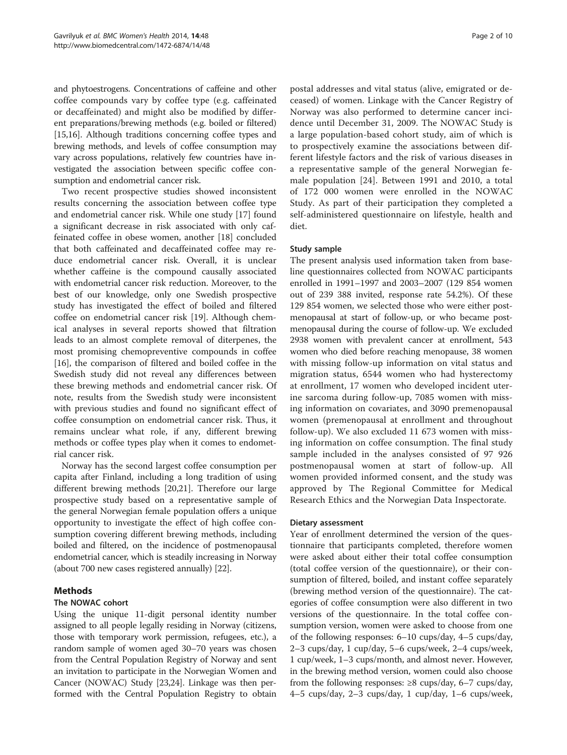and phytoestrogens. Concentrations of caffeine and other coffee compounds vary by coffee type (e.g. caffeinated or decaffeinated) and might also be modified by different preparations/brewing methods (e.g. boiled or filtered) [15,16]. Although traditions concerning coffee types and brewing methods, and levels of coffee consumption may vary across populations, relatively few countries have investigated the association between specific coffee consumption and endometrial cancer risk.

Two recent prospective studies showed inconsistent results concerning the association between coffee type and endometrial cancer risk. While one study [17] found a significant decrease in risk associated with only caffeinated coffee in obese women, another [18] concluded that both caffeinated and decaffeinated coffee may reduce endometrial cancer risk. Overall, it is unclear whether caffeine is the compound causally associated with endometrial cancer risk reduction. Moreover, to the best of our knowledge, only one Swedish prospective study has investigated the effect of boiled and filtered coffee on endometrial cancer risk [19]. Although chemical analyses in several reports showed that filtration leads to an almost complete removal of diterpenes, the most promising chemopreventive compounds in coffee [16], the comparison of filtered and boiled coffee in the Swedish study did not reveal any differences between these brewing methods and endometrial cancer risk. Of note, results from the Swedish study were inconsistent with previous studies and found no significant effect of coffee consumption on endometrial cancer risk. Thus, it remains unclear what role, if any, different brewing methods or coffee types play when it comes to endometrial cancer risk.

Norway has the second largest coffee consumption per capita after Finland, including a long tradition of using different brewing methods [20,21]. Therefore our large prospective study based on a representative sample of the general Norwegian female population offers a unique opportunity to investigate the effect of high coffee consumption covering different brewing methods, including boiled and filtered, on the incidence of postmenopausal endometrial cancer, which is steadily increasing in Norway (about 700 new cases registered annually) [22].

## Methods

### The NOWAC cohort

Using the unique 11-digit personal identity number assigned to all people legally residing in Norway (citizens, those with temporary work permission, refugees, etc.), a random sample of women aged 30–70 years was chosen from the Central Population Registry of Norway and sent an invitation to participate in the Norwegian Women and Cancer (NOWAC) Study [23,24]. Linkage was then performed with the Central Population Registry to obtain postal addresses and vital status (alive, emigrated or deceased) of women. Linkage with the Cancer Registry of Norway was also performed to determine cancer incidence until December 31, 2009. The NOWAC Study is a large population-based cohort study, aim of which is to prospectively examine the associations between different lifestyle factors and the risk of various diseases in a representative sample of the general Norwegian female population [24]. Between 1991 and 2010, a total of 172 000 women were enrolled in the NOWAC Study. As part of their participation they completed a self-administered questionnaire on lifestyle, health and diet.

### Study sample

The present analysis used information taken from baseline questionnaires collected from NOWAC participants enrolled in 1991–1997 and 2003–2007 (129 854 women out of 239 388 invited, response rate 54.2%). Of these 129 854 women, we selected those who were either postmenopausal at start of follow-up, or who became postmenopausal during the course of follow-up. We excluded 2938 women with prevalent cancer at enrollment, 543 women who died before reaching menopause, 38 women with missing follow-up information on vital status and migration status, 6544 women who had hysterectomy at enrollment, 17 women who developed incident uterine sarcoma during follow-up, 7085 women with missing information on covariates, and 3090 premenopausal women (premenopausal at enrollment and throughout follow-up). We also excluded 11 673 women with missing information on coffee consumption. The final study sample included in the analyses consisted of 97 926 postmenopausal women at start of follow-up. All women provided informed consent, and the study was approved by The Regional Committee for Medical Research Ethics and the Norwegian Data Inspectorate.

### Dietary assessment

Year of enrollment determined the version of the questionnaire that participants completed, therefore women were asked about either their total coffee consumption (total coffee version of the questionnaire), or their consumption of filtered, boiled, and instant coffee separately (brewing method version of the questionnaire). The categories of coffee consumption were also different in two versions of the questionnaire. In the total coffee consumption version, women were asked to choose from one of the following responses: 6–10 cups/day, 4–5 cups/day, 2–3 cups/day, 1 cup/day, 5–6 cups/week, 2–4 cups/week, 1 cup/week, 1–3 cups/month, and almost never. However, in the brewing method version, women could also choose from the following responses: ≥8 cups/day, 6–7 cups/day, 4–5 cups/day, 2–3 cups/day, 1 cup/day, 1–6 cups/week,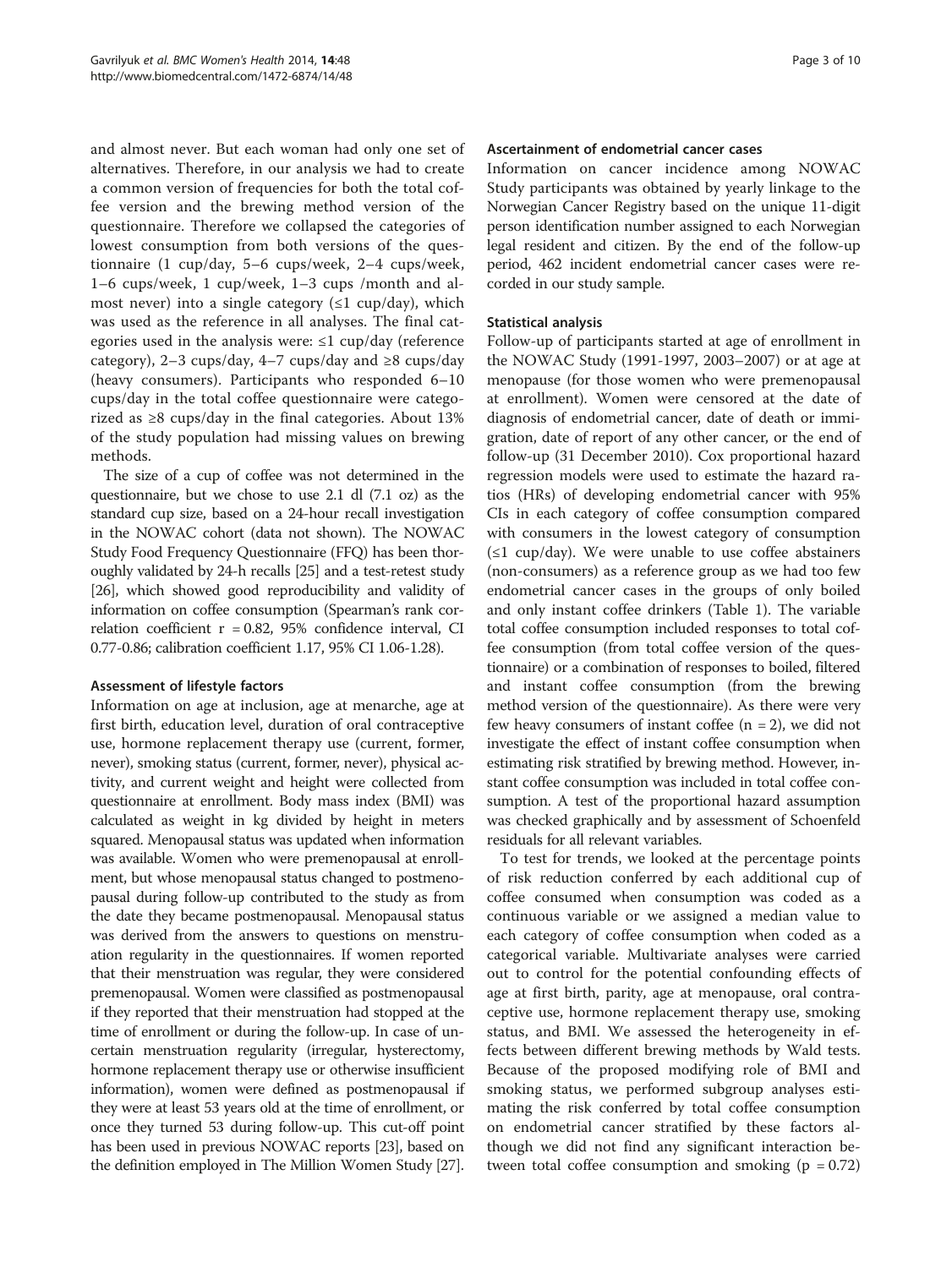and almost never. But each woman had only one set of alternatives. Therefore, in our analysis we had to create a common version of frequencies for both the total coffee version and the brewing method version of the questionnaire. Therefore we collapsed the categories of lowest consumption from both versions of the questionnaire (1 cup/day, 5–6 cups/week, 2–4 cups/week, 1–6 cups/week, 1 cup/week, 1–3 cups /month and almost never) into a single category (≤1 cup/day), which was used as the reference in all analyses. The final categories used in the analysis were: ≤1 cup/day (reference category), 2–3 cups/day, 4–7 cups/day and ≥8 cups/day (heavy consumers). Participants who responded 6–10 cups/day in the total coffee questionnaire were categorized as ≥8 cups/day in the final categories. About 13% of the study population had missing values on brewing methods.

The size of a cup of coffee was not determined in the questionnaire, but we chose to use 2.1 dl (7.1 oz) as the standard cup size, based on a 24-hour recall investigation in the NOWAC cohort (data not shown). The NOWAC Study Food Frequency Questionnaire (FFQ) has been thoroughly validated by 24-h recalls [25] and a test-retest study [26], which showed good reproducibility and validity of information on coffee consumption (Spearman's rank correlation coefficient r = 0.82, 95% confidence interval, CI 0.77-0.86; calibration coefficient 1.17, 95% CI 1.06-1.28).

### Assessment of lifestyle factors

Information on age at inclusion, age at menarche, age at first birth, education level, duration of oral contraceptive use, hormone replacement therapy use (current, former, never), smoking status (current, former, never), physical activity, and current weight and height were collected from questionnaire at enrollment. Body mass index (BMI) was calculated as weight in kg divided by height in meters squared. Menopausal status was updated when information was available. Women who were premenopausal at enrollment, but whose menopausal status changed to postmenopausal during follow-up contributed to the study as from the date they became postmenopausal. Menopausal status was derived from the answers to questions on menstruation regularity in the questionnaires. If women reported that their menstruation was regular, they were considered premenopausal. Women were classified as postmenopausal if they reported that their menstruation had stopped at the time of enrollment or during the follow-up. In case of uncertain menstruation regularity (irregular, hysterectomy, hormone replacement therapy use or otherwise insufficient information), women were defined as postmenopausal if they were at least 53 years old at the time of enrollment, or once they turned 53 during follow-up. This cut-off point has been used in previous NOWAC reports [23], based on the definition employed in The Million Women Study [27].

### Ascertainment of endometrial cancer cases

Information on cancer incidence among NOWAC Study participants was obtained by yearly linkage to the Norwegian Cancer Registry based on the unique 11-digit person identification number assigned to each Norwegian legal resident and citizen. By the end of the follow-up period, 462 incident endometrial cancer cases were recorded in our study sample.

### Statistical analysis

Follow-up of participants started at age of enrollment in the NOWAC Study (1991-1997, 2003–2007) or at age at menopause (for those women who were premenopausal at enrollment). Women were censored at the date of diagnosis of endometrial cancer, date of death or immigration, date of report of any other cancer, or the end of follow-up (31 December 2010). Cox proportional hazard regression models were used to estimate the hazard ratios (HRs) of developing endometrial cancer with 95% CIs in each category of coffee consumption compared with consumers in the lowest category of consumption (≤1 cup/day). We were unable to use coffee abstainers (non-consumers) as a reference group as we had too few endometrial cancer cases in the groups of only boiled and only instant coffee drinkers (Table 1). The variable total coffee consumption included responses to total coffee consumption (from total coffee version of the questionnaire) or a combination of responses to boiled, filtered and instant coffee consumption (from the brewing method version of the questionnaire). As there were very few heavy consumers of instant coffee (n = 2), we did not investigate the effect of instant coffee consumption when estimating risk stratified by brewing method. However, instant coffee consumption was included in total coffee consumption. A test of the proportional hazard assumption was checked graphically and by assessment of Schoenfeld residuals for all relevant variables.

To test for trends, we looked at the percentage points of risk reduction conferred by each additional cup of coffee consumed when consumption was coded as a continuous variable or we assigned a median value to each category of coffee consumption when coded as a categorical variable. Multivariate analyses were carried out to control for the potential confounding effects of age at first birth, parity, age at menopause, oral contraceptive use, hormone replacement therapy use, smoking status, and BMI. We assessed the heterogeneity in effects between different brewing methods by Wald tests. Because of the proposed modifying role of BMI and smoking status, we performed subgroup analyses estimating the risk conferred by total coffee consumption on endometrial cancer stratified by these factors although we did not find any significant interaction between total coffee consumption and smoking ($p = 0.72$)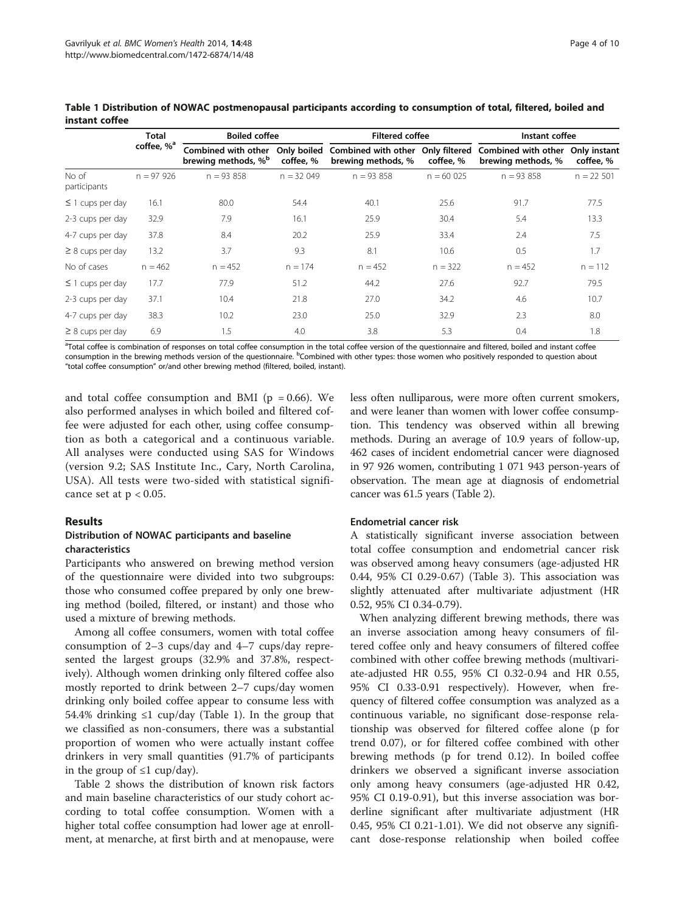**Table 1 Distribution of NOWAC postmenopausal participants according to consumption of total, filtered, boiled and instant coffee**

| | Total coffee, %[a] | Boiled coffee | | Filtered coffee | | Instant coffee | |
|---|---|---|---|---|---|---|---|
| | | Combined with other brewing methods, %[b] | Only boiled coffee, % | Combined with other brewing methods, % | Only filtered coffee, % | Combined with other brewing methods, % | Only instant coffee, % |
| No of participants | n = 97 926 | n = 93 858 | n = 32 049 | n = 93 858 | n = 60 025 | n = 93 858 | n = 22 501 |
| ≤ 1 cups per day | 16.1 | 80.0 | 54.4 | 40.1 | 25.6 | 91.7 | 77.5 |
| 2-3 cups per day | 32.9 | 7.9 | 16.1 | 25.9 | 30.4 | 5.4 | 13.3 |
| 4-7 cups per day | 37.8 | 8.4 | 20.2 | 25.9 | 33.4 | 2.4 | 7.5 |
| ≥ 8 cups per day | 13.2 | 3.7 | 9.3 | 8.1 | 10.6 | 0.5 | 1.7 |
| No of cases | n = 462 | n = 452 | n = 174 | n = 452 | n = 322 | n = 452 | n = 112 |
| ≤ 1 cups per day | 17.7 | 77.9 | 51.2 | 44.2 | 27.6 | 92.7 | 79.5 |
| 2-3 cups per day | 37.1 | 10.4 | 21.8 | 27.0 | 34.2 | 4.6 | 10.7 |
| 4-7 cups per day | 38.3 | 10.2 | 23.0 | 25.0 | 32.9 | 2.3 | 8.0 |
| ≥ 8 cups per day | 6.9 | 1.5 | 4.0 | 3.8 | 5.3 | 0.4 | 1.8 |

[a]Total coffee is combination of responses on total coffee consumption in the total coffee version of the questionnaire and filtered, boiled and instant coffee consumption in the brewing methods version of the questionnaire. [b]Combined with other types: those women who positively responded to question about "total coffee consumption" or/and other brewing method (filtered, boiled, instant).

and total coffee consumption and BMI ($p = 0.66$). We also performed analyses in which boiled and filtered coffee were adjusted for each other, using coffee consumption as both a categorical and a continuous variable. All analyses were conducted using SAS for Windows (version 9.2; SAS Institute Inc., Cary, North Carolina, USA). All tests were two-sided with statistical significance set at $p < 0.05$.

## Results

### Distribution of NOWAC participants and baseline characteristics

Participants who answered on brewing method version of the questionnaire were divided into two subgroups: those who consumed coffee prepared by only one brewing method (boiled, filtered, or instant) and those who used a mixture of brewing methods.

Among all coffee consumers, women with total coffee consumption of 2–3 cups/day and 4–7 cups/day represented the largest groups (32.9% and 37.8%, respectively). Although women drinking only filtered coffee also mostly reported to drink between 2–7 cups/day women drinking only boiled coffee appear to consume less with 54.4% drinking ≤1 cup/day (Table 1). In the group that we classified as non-consumers, there was a substantial proportion of women who were actually instant coffee drinkers in very small quantities (91.7% of participants in the group of ≤1 cup/day).

Table 2 shows the distribution of known risk factors and main baseline characteristics of our study cohort according to total coffee consumption. Women with a higher total coffee consumption had lower age at enrollment, at menarche, at first birth and at menopause, were less often nulliparous, were more often current smokers, and were leaner than women with lower coffee consumption. This tendency was observed within all brewing methods. During an average of 10.9 years of follow-up, 462 cases of incident endometrial cancer were diagnosed in 97 926 women, contributing 1 071 943 person-years of observation. The mean age at diagnosis of endometrial cancer was 61.5 years (Table 2).

### Endometrial cancer risk

A statistically significant inverse association between total coffee consumption and endometrial cancer risk was observed among heavy consumers (age-adjusted HR 0.44, 95% CI 0.29-0.67) (Table 3). This association was slightly attenuated after multivariate adjustment (HR 0.52, 95% CI 0.34-0.79).

When analyzing different brewing methods, there was an inverse association among heavy consumers of filtered coffee only and heavy consumers of filtered coffee combined with other coffee brewing methods (multivariate-adjusted HR 0.55, 95% CI 0.32-0.94 and HR 0.55, 95% CI 0.33-0.91 respectively). However, when frequency of filtered coffee consumption was analyzed as a continuous variable, no significant dose-response relationship was observed for filtered coffee alone (p for trend 0.07), or for filtered coffee combined with other brewing methods (p for trend 0.12). In boiled coffee drinkers we observed a significant inverse association only among heavy consumers (age-adjusted HR 0.42, 95% CI 0.19-0.91), but this inverse association was borderline significant after multivariate adjustment (HR 0.45, 95% CI 0.21-1.01). We did not observe any significant dose-response relationship when boiled coffee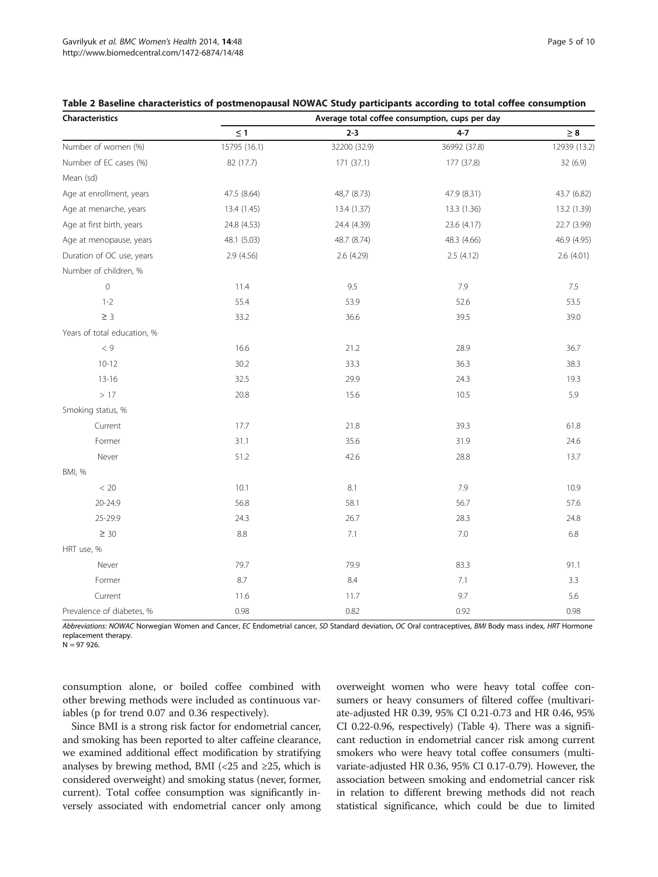**Table 2 Baseline characteristics of postmenopausal NOWAC Study participants according to total coffee consumption**

| Characteristics | Average total coffee consumption, cups per day | | | |
|---|---|---|---|---|
| | ≤ 1 | 2-3 | 4-7 | ≥ 8 |
| Number of women (%) | 15795 (16.1) | 32200 (32.9) | 36992 (37.8) | 12939 (13.2) |
| Number of EC cases (%) | 82 (17.7) | 171 (37.1) | 177 (37.8) | 32 (6.9) |
| Mean (sd) | | | | |
| Age at enrollment, years | 47.5 (8.64) | 48,7 (8.73) | 47.9 (8.31) | 43.7 (6.82) |
| Age at menarche, years | 13.4 (1.45) | 13.4 (1.37) | 13.3 (1.36) | 13.2 (1.39) |
| Age at first birth, years | 24.8 (4.53) | 24.4 (4.39) | 23.6 (4.17) | 22.7 (3.99) |
| Age at menopause, years | 48.1 (5.03) | 48.7 (8.74) | 48.3 (4.66) | 46.9 (4.95) |
| Duration of OC use, years | 2.9 (4.56) | 2.6 (4.29) | 2.5 (4.12) | 2.6 (4.01) |
| Number of children, % | | | | |
| 0 | 11.4 | 9.5 | 7.9 | 7.5 |
| 1-2 | 55.4 | 53.9 | 52.6 | 53.5 |
| ≥ 3 | 33.2 | 36.6 | 39.5 | 39.0 |
| Years of total education, % | | | | |
| < 9 | 16.6 | 21.2 | 28.9 | 36.7 |
| 10-12 | 30.2 | 33.3 | 36.3 | 38.3 |
| 13-16 | 32.5 | 29.9 | 24.3 | 19.3 |
| > 17 | 20.8 | 15.6 | 10.5 | 5.9 |
| Smoking status, % | | | | |
| Current | 17.7 | 21.8 | 39.3 | 61.8 |
| Former | 31.1 | 35.6 | 31.9 | 24.6 |
| Never | 51.2 | 42.6 | 28.8 | 13.7 |
| BMI, % | | | | |
| < 20 | 10.1 | 8.1 | 7.9 | 10.9 |
| 20-24.9 | 56.8 | 58.1 | 56.7 | 57.6 |
| 25-29.9 | 24.3 | 26.7 | 28.3 | 24.8 |
| ≥ 30 | 8.8 | 7.1 | 7.0 | 6.8 |
| HRT use, % | | | | |
| Never | 79.7 | 79.9 | 83.3 | 91.1 |
| Former | 8.7 | 8.4 | 7.1 | 3.3 |
| Current | 11.6 | 11.7 | 9.7 | 5.6 |
| Prevalence of diabetes, % | 0.98 | 0.82 | 0.92 | 0.98 |

*Abbreviations*: *NOWAC* Norwegian Women and Cancer, *EC* Endometrial cancer, *SD* Standard deviation, *OC* Oral contraceptives, *BMI* Body mass index, *HRT* Hormone replacement therapy.
N = 97 926.

consumption alone, or boiled coffee combined with other brewing methods were included as continuous variables (p for trend 0.07 and 0.36 respectively).

Since BMI is a strong risk factor for endometrial cancer, and smoking has been reported to alter caffeine clearance, we examined additional effect modification by stratifying analyses by brewing method, BMI (<25 and ≥25, which is considered overweight) and smoking status (never, former, current). Total coffee consumption was significantly inversely associated with endometrial cancer only among overweight women who were heavy total coffee consumers or heavy consumers of filtered coffee (multivariate-adjusted HR 0.39, 95% CI 0.21-0.73 and HR 0.46, 95% CI 0.22-0.96, respectively) (Table 4). There was a significant reduction in endometrial cancer risk among current smokers who were heavy total coffee consumers (multivariate-adjusted HR 0.36, 95% CI 0.17-0.79). However, the association between smoking and endometrial cancer risk in relation to different brewing methods did not reach statistical significance, which could be due to limited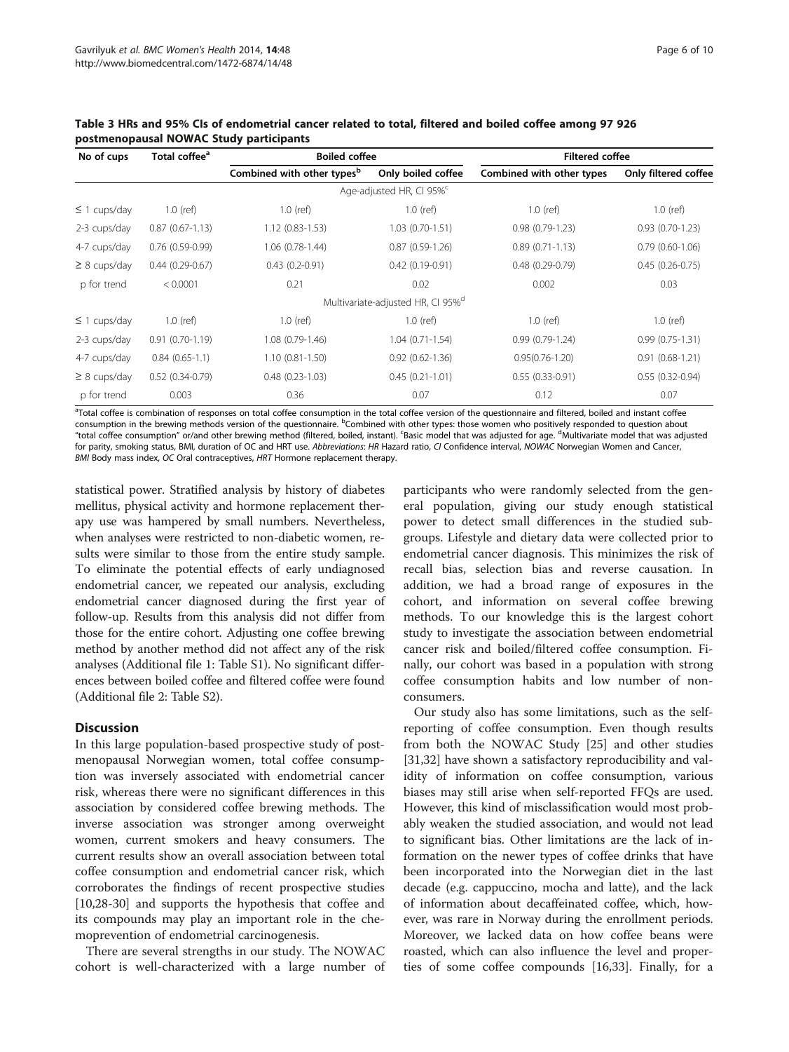**Table 3 HRs and 95% CIs of endometrial cancer related to total, filtered and boiled coffee among 97 926 postmenopausal NOWAC Study participants**

| No of cups | Total coffee[a] | Boiled coffee | | Filtered coffee | |
|---|---|---|---|---|---|
| | | Combined with other types[b] | Only boiled coffee | Combined with other types | Only filtered coffee |
| | | | Age-adjusted HR, CI 95%[c] | | |
| ≤ 1 cups/day | 1.0 (ref) | 1.0 (ref) | 1.0 (ref) | 1.0 (ref) | 1.0 (ref) |
| 2-3 cups/day | 0.87 (0.67-1.13) | 1.12 (0.83-1.53) | 1.03 (0.70-1.51) | 0.98 (0.79-1.23) | 0.93 (0.70-1.23) |
| 4-7 cups/day | 0.76 (0.59-0.99) | 1.06 (0.78-1.44) | 0.87 (0.59-1.26) | 0.89 (0.71-1.13) | 0.79 (0.60-1.06) |
| ≥ 8 cups/day | 0.44 (0.29-0.67) | 0.43 (0.2-0.91) | 0.42 (0.19-0.91) | 0.48 (0.29-0.79) | 0.45 (0.26-0.75) |
| p for trend | < 0.0001 | 0.21 | 0.02 | 0.002 | 0.03 |
| | | | Multivariate-adjusted HR, CI 95%[d] | | |
| ≤ 1 cups/day | 1.0 (ref) | 1.0 (ref) | 1.0 (ref) | 1.0 (ref) | 1.0 (ref) |
| 2-3 cups/day | 0.91 (0.70-1.19) | 1.08 (0.79-1.46) | 1.04 (0.71-1.54) | 0.99 (0.79-1.24) | 0.99 (0.75-1.31) |
| 4-7 cups/day | 0.84 (0.65-1.1) | 1.10 (0.81-1.50) | 0.92 (0.62-1.36) | 0.95(0.76-1.20) | 0.91 (0.68-1.21) |
| ≥ 8 cups/day | 0.52 (0.34-0.79) | 0.48 (0.23-1.03) | 0.45 (0.21-1.01) | 0.55 (0.33-0.91) | 0.55 (0.32-0.94) |
| p for trend | 0.003 | 0.36 | 0.07 | 0.12 | 0.07 |

[a]Total coffee is combination of responses on total coffee consumption in the total coffee version of the questionnaire and filtered, boiled and instant coffee consumption in the brewing methods version of the questionnaire. [b]Combined with other types: those women who positively responded to question about "total coffee consumption" or/and other brewing method (filtered, boiled, instant). [c]Basic model that was adjusted for age. [d]Multivariate model that was adjusted for parity, smoking status, BMI, duration of OC and HRT use. *Abbreviations*: *HR* Hazard ratio, *CI* Confidence interval, *NOWAC* Norwegian Women and Cancer, *BMI* Body mass index, *OC* Oral contraceptives, *HRT* Hormone replacement therapy.

statistical power. Stratified analysis by history of diabetes mellitus, physical activity and hormone replacement therapy use was hampered by small numbers. Nevertheless, when analyses were restricted to non-diabetic women, results were similar to those from the entire study sample. To eliminate the potential effects of early undiagnosed endometrial cancer, we repeated our analysis, excluding endometrial cancer diagnosed during the first year of follow-up. Results from this analysis did not differ from those for the entire cohort. Adjusting one coffee brewing method by another method did not affect any of the risk analyses (Additional file 1: Table S1). No significant differences between boiled coffee and filtered coffee were found (Additional file 2: Table S2).

## Discussion

In this large population-based prospective study of postmenopausal Norwegian women, total coffee consumption was inversely associated with endometrial cancer risk, whereas there were no significant differences in this association by considered coffee brewing methods. The inverse association was stronger among overweight women, current smokers and heavy consumers. The current results show an overall association between total coffee consumption and endometrial cancer risk, which corroborates the findings of recent prospective studies [10,28-30] and supports the hypothesis that coffee and its compounds may play an important role in the chemoprevention of endometrial carcinogenesis.

There are several strengths in our study. The NOWAC cohort is well-characterized with a large number of participants who were randomly selected from the general population, giving our study enough statistical power to detect small differences in the studied subgroups. Lifestyle and dietary data were collected prior to endometrial cancer diagnosis. This minimizes the risk of recall bias, selection bias and reverse causation. In addition, we had a broad range of exposures in the cohort, and information on several coffee brewing methods. To our knowledge this is the largest cohort study to investigate the association between endometrial cancer risk and boiled/filtered coffee consumption. Finally, our cohort was based in a population with strong coffee consumption habits and low number of non-consumers.

Our study also has some limitations, such as the self-reporting of coffee consumption. Even though results from both the NOWAC Study [25] and other studies [31,32] have shown a satisfactory reproducibility and validity of information on coffee consumption, various biases may still arise when self-reported FFQs are used. However, this kind of misclassification would most probably weaken the studied association, and would not lead to significant bias. Other limitations are the lack of information on the newer types of coffee drinks that have been incorporated into the Norwegian diet in the last decade (e.g. cappuccino, mocha and latte), and the lack of information about decaffeinated coffee, which, however, was rare in Norway during the enrollment periods. Moreover, we lacked data on how coffee beans were roasted, which can also influence the level and properties of some coffee compounds [16,33]. Finally, for a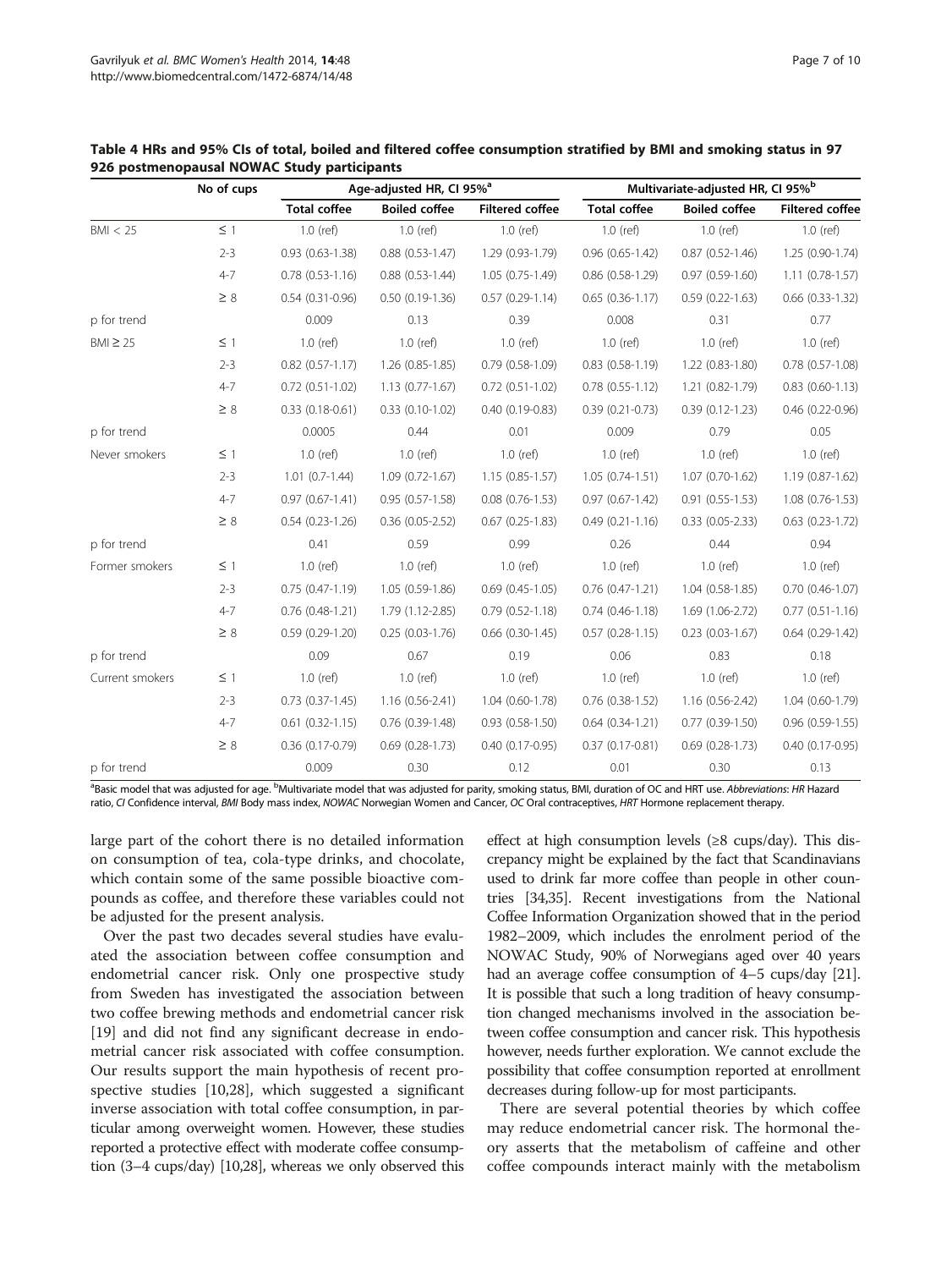**Table 4 HRs and 95% CIs of total, boiled and filtered coffee consumption stratified by BMI and smoking status in 97 926 postmenopausal NOWAC Study participants**

| | No of cups | Age-adjusted HR, CI 95%[a] | | | Multivariate-adjusted HR, CI 95%[b] | | |
|---|---|---|---|---|---|---|---|
| | | Total coffee | Boiled coffee | Filtered coffee | Total coffee | Boiled coffee | Filtered coffee |
| BMI < 25 | ≤ 1 | 1.0 (ref) | 1.0 (ref) | 1.0 (ref) | 1.0 (ref) | 1.0 (ref) | 1.0 (ref) |
| | 2-3 | 0.93 (0.63-1.38) | 0.88 (0.53-1.47) | 1.29 (0.93-1.79) | 0.96 (0.65-1.42) | 0.87 (0.52-1.46) | 1.25 (0.90-1.74) |
| | 4-7 | 0.78 (0.53-1.16) | 0.88 (0.53-1.44) | 1.05 (0.75-1.49) | 0.86 (0.58-1.29) | 0.97 (0.59-1.60) | 1.11 (0.78-1.57) |
| | ≥ 8 | 0.54 (0.31-0.96) | 0.50 (0.19-1.36) | 0.57 (0.29-1.14) | 0.65 (0.36-1.17) | 0.59 (0.22-1.63) | 0.66 (0.33-1.32) |
| p for trend | | 0.009 | 0.13 | 0.39 | 0.008 | 0.31 | 0.77 |
| BMI ≥ 25 | ≤ 1 | 1.0 (ref) | 1.0 (ref) | 1.0 (ref) | 1.0 (ref) | 1.0 (ref) | 1.0 (ref) |
| | 2-3 | 0.82 (0.57-1.17) | 1.26 (0.85-1.85) | 0.79 (0.58-1.09) | 0.83 (0.58-1.19) | 1.22 (0.83-1.80) | 0.78 (0.57-1.08) |
| | 4-7 | 0.72 (0.51-1.02) | 1.13 (0.77-1.67) | 0.72 (0.51-1.02) | 0.78 (0.55-1.12) | 1.21 (0.82-1.79) | 0.83 (0.60-1.13) |
| | ≥ 8 | 0.33 (0.18-0.61) | 0.33 (0.10-1.02) | 0.40 (0.19-0.83) | 0.39 (0.21-0.73) | 0.39 (0.12-1.23) | 0.46 (0.22-0.96) |
| p for trend | | 0.0005 | 0.44 | 0.01 | 0.009 | 0.79 | 0.05 |
| Never smokers | ≤ 1 | 1.0 (ref) | 1.0 (ref) | 1.0 (ref) | 1.0 (ref) | 1.0 (ref) | 1.0 (ref) |
| | 2-3 | 1.01 (0.7-1.44) | 1.09 (0.72-1.67) | 1.15 (0.85-1.57) | 1.05 (0.74-1.51) | 1.07 (0.70-1.62) | 1.19 (0.87-1.62) |
| | 4-7 | 0.97 (0.67-1.41) | 0.95 (0.57-1.58) | 0.08 (0.76-1.53) | 0.97 (0.67-1.42) | 0.91 (0.55-1.53) | 1.08 (0.76-1.53) |
| | ≥ 8 | 0.54 (0.23-1.26) | 0.36 (0.05-2.52) | 0.67 (0.25-1.83) | 0.49 (0.21-1.16) | 0.33 (0.05-2.33) | 0.63 (0.23-1.72) |
| p for trend | | 0.41 | 0.59 | 0.99 | 0.26 | 0.44 | 0.94 |
| Former smokers | ≤ 1 | 1.0 (ref) | 1.0 (ref) | 1.0 (ref) | 1.0 (ref) | 1.0 (ref) | 1.0 (ref) |
| | 2-3 | 0.75 (0.47-1.19) | 1.05 (0.59-1.86) | 0.69 (0.45-1.05) | 0.76 (0.47-1.21) | 1.04 (0.58-1.85) | 0.70 (0.46-1.07) |
| | 4-7 | 0.76 (0.48-1.21) | 1.79 (1.12-2.85) | 0.79 (0.52-1.18) | 0.74 (0.46-1.18) | 1.69 (1.06-2.72) | 0.77 (0.51-1.16) |
| | ≥ 8 | 0.59 (0.29-1.20) | 0.25 (0.03-1.76) | 0.66 (0.30-1.45) | 0.57 (0.28-1.15) | 0.23 (0.03-1.67) | 0.64 (0.29-1.42) |
| p for trend | | 0.09 | 0.67 | 0.19 | 0.06 | 0.83 | 0.18 |
| Current smokers | ≤ 1 | 1.0 (ref) | 1.0 (ref) | 1.0 (ref) | 1.0 (ref) | 1.0 (ref) | 1.0 (ref) |
| | 2-3 | 0.73 (0.37-1.45) | 1.16 (0.56-2.41) | 1.04 (0.60-1.78) | 0.76 (0.38-1.52) | 1.16 (0.56-2.42) | 1.04 (0.60-1.79) |
| | 4-7 | 0.61 (0.32-1.15) | 0.76 (0.39-1.48) | 0.93 (0.58-1.50) | 0.64 (0.34-1.21) | 0.77 (0.39-1.50) | 0.96 (0.59-1.55) |
| | ≥ 8 | 0.36 (0.17-0.79) | 0.69 (0.28-1.73) | 0.40 (0.17-0.95) | 0.37 (0.17-0.81) | 0.69 (0.28-1.73) | 0.40 (0.17-0.95) |
| p for trend | | 0.009 | 0.30 | 0.12 | 0.01 | 0.30 | 0.13 |

[a]Basic model that was adjusted for age. [b]Multivariate model that was adjusted for parity, smoking status, BMI, duration of OC and HRT use. *Abbreviations*: *HR* Hazard ratio, *CI* Confidence interval, *BMI* Body mass index, *NOWAC* Norwegian Women and Cancer, *OC* Oral contraceptives, *HRT* Hormone replacement therapy.

large part of the cohort there is no detailed information on consumption of tea, cola-type drinks, and chocolate, which contain some of the same possible bioactive compounds as coffee, and therefore these variables could not be adjusted for the present analysis.

Over the past two decades several studies have evaluated the association between coffee consumption and endometrial cancer risk. Only one prospective study from Sweden has investigated the association between two coffee brewing methods and endometrial cancer risk [19] and did not find any significant decrease in endometrial cancer risk associated with coffee consumption. Our results support the main hypothesis of recent prospective studies [10,28], which suggested a significant inverse association with total coffee consumption, in particular among overweight women. However, these studies reported a protective effect with moderate coffee consumption (3–4 cups/day) [10,28], whereas we only observed this effect at high consumption levels (≥8 cups/day). This discrepancy might be explained by the fact that Scandinavians used to drink far more coffee than people in other countries [34,35]. Recent investigations from the National Coffee Information Organization showed that in the period 1982–2009, which includes the enrolment period of the NOWAC Study, 90% of Norwegians aged over 40 years had an average coffee consumption of 4–5 cups/day [21]. It is possible that such a long tradition of heavy consumption changed mechanisms involved in the association between coffee consumption and cancer risk. This hypothesis however, needs further exploration. We cannot exclude the possibility that coffee consumption reported at enrollment decreases during follow-up for most participants.

There are several potential theories by which coffee may reduce endometrial cancer risk. The hormonal theory asserts that the metabolism of caffeine and other coffee compounds interact mainly with the metabolism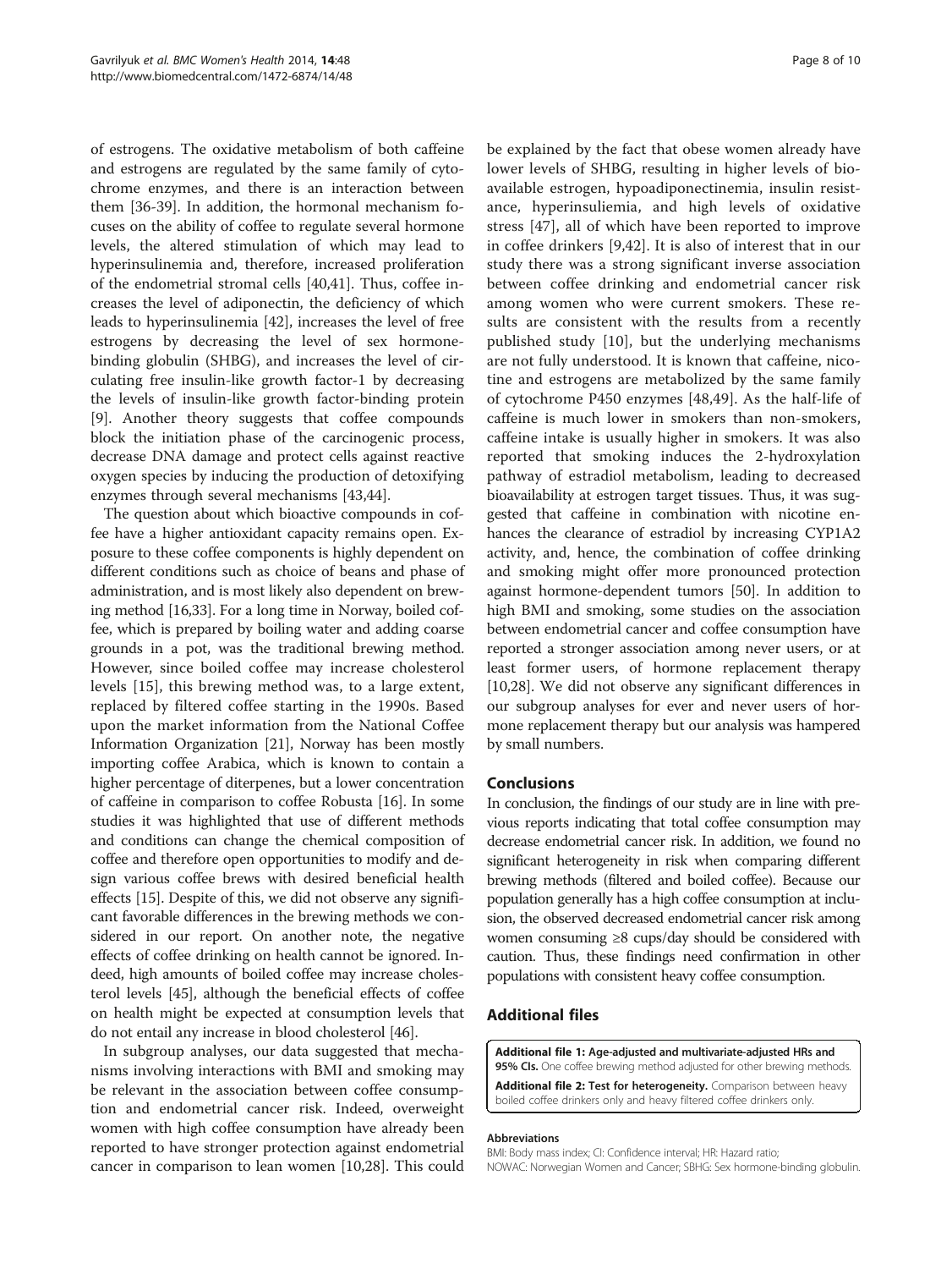of estrogens. The oxidative metabolism of both caffeine and estrogens are regulated by the same family of cytochrome enzymes, and there is an interaction between them [36-39]. In addition, the hormonal mechanism focuses on the ability of coffee to regulate several hormone levels, the altered stimulation of which may lead to hyperinsulinemia and, therefore, increased proliferation of the endometrial stromal cells [40,41]. Thus, coffee increases the level of adiponectin, the deficiency of which leads to hyperinsulinemia [42], increases the level of free estrogens by decreasing the level of sex hormone-binding globulin (SHBG), and increases the level of circulating free insulin-like growth factor-1 by decreasing the levels of insulin-like growth factor-binding protein [9]. Another theory suggests that coffee compounds block the initiation phase of the carcinogenic process, decrease DNA damage and protect cells against reactive oxygen species by inducing the production of detoxifying enzymes through several mechanisms [43,44].

The question about which bioactive compounds in coffee have a higher antioxidant capacity remains open. Exposure to these coffee components is highly dependent on different conditions such as choice of beans and phase of administration, and is most likely also dependent on brewing method [16,33]. For a long time in Norway, boiled coffee, which is prepared by boiling water and adding coarse grounds in a pot, was the traditional brewing method. However, since boiled coffee may increase cholesterol levels [15], this brewing method was, to a large extent, replaced by filtered coffee starting in the 1990s. Based upon the market information from the National Coffee Information Organization [21], Norway has been mostly importing coffee Arabica, which is known to contain a higher percentage of diterpenes, but a lower concentration of caffeine in comparison to coffee Robusta [16]. In some studies it was highlighted that use of different methods and conditions can change the chemical composition of coffee and therefore open opportunities to modify and design various coffee brews with desired beneficial health effects [15]. Despite of this, we did not observe any significant favorable differences in the brewing methods we considered in our report. On another note, the negative effects of coffee drinking on health cannot be ignored. Indeed, high amounts of boiled coffee may increase cholesterol levels [45], although the beneficial effects of coffee on health might be expected at consumption levels that do not entail any increase in blood cholesterol [46].

In subgroup analyses, our data suggested that mechanisms involving interactions with BMI and smoking may be relevant in the association between coffee consumption and endometrial cancer risk. Indeed, overweight women with high coffee consumption have already been reported to have stronger protection against endometrial cancer in comparison to lean women [10,28]. This could be explained by the fact that obese women already have lower levels of SHBG, resulting in higher levels of bioavailable estrogen, hypoadiponectinemia, insulin resistance, hyperinsuliemia, and high levels of oxidative stress [47], all of which have been reported to improve in coffee drinkers [9,42]. It is also of interest that in our study there was a strong significant inverse association between coffee drinking and endometrial cancer risk among women who were current smokers. These results are consistent with the results from a recently published study [10], but the underlying mechanisms are not fully understood. It is known that caffeine, nicotine and estrogens are metabolized by the same family of cytochrome P450 enzymes [48,49]. As the half-life of caffeine is much lower in smokers than non-smokers, caffeine intake is usually higher in smokers. It was also reported that smoking induces the 2-hydroxylation pathway of estradiol metabolism, leading to decreased bioavailability at estrogen target tissues. Thus, it was suggested that caffeine in combination with nicotine enhances the clearance of estradiol by increasing CYP1A2 activity, and, hence, the combination of coffee drinking and smoking might offer more pronounced protection against hormone-dependent tumors [50]. In addition to high BMI and smoking, some studies on the association between endometrial cancer and coffee consumption have reported a stronger association among never users, or at least former users, of hormone replacement therapy [10,28]. We did not observe any significant differences in our subgroup analyses for ever and never users of hormone replacement therapy but our analysis was hampered by small numbers.

## Conclusions

In conclusion, the findings of our study are in line with previous reports indicating that total coffee consumption may decrease endometrial cancer risk. In addition, we found no significant heterogeneity in risk when comparing different brewing methods (filtered and boiled coffee). Because our population generally has a high coffee consumption at inclusion, the observed decreased endometrial cancer risk among women consuming ≥8 cups/day should be considered with caution. Thus, these findings need confirmation in other populations with consistent heavy coffee consumption.

## Additional files

**Additional file 1: Age-adjusted and multivariate-adjusted HRs and 95% CIs.** One coffee brewing method adjusted for other brewing methods.

**Additional file 2: Test for heterogeneity.** Comparison between heavy boiled coffee drinkers only and heavy filtered coffee drinkers only.

#### Abbreviations

BMI: Body mass index; CI: Confidence interval; HR: Hazard ratio; NOWAC: Norwegian Women and Cancer; SBHG: Sex hormone-binding globulin.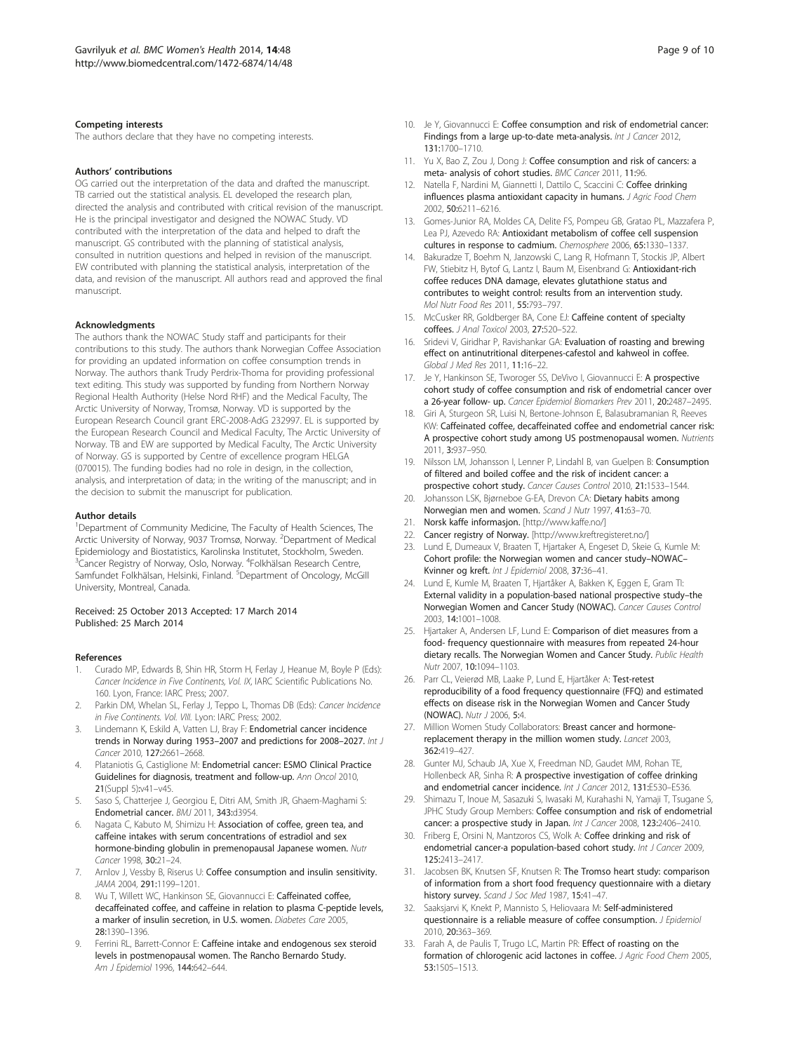### Competing interests

The authors declare that they have no competing interests.

### Authors' contributions

OG carried out the interpretation of the data and drafted the manuscript. TB carried out the statistical analysis. EL developed the research plan, directed the analysis and contributed with critical revision of the manuscript. He is the principal investigator and designed the NOWAC Study. VD contributed with the interpretation of the data and helped to draft the manuscript. GS contributed with the planning of statistical analysis, consulted in nutrition questions and helped in revision of the manuscript. EW contributed with planning the statistical analysis, interpretation of the data, and revision of the manuscript. All authors read and approved the final manuscript.

### Acknowledgments

The authors thank the NOWAC Study staff and participants for their contributions to this study. The authors thank Norwegian Coffee Association for providing an updated information on coffee consumption trends in Norway. The authors thank Trudy Perdrix-Thoma for providing professional text editing. This study was supported by funding from Northern Norway Regional Health Authority (Helse Nord RHF) and the Medical Faculty, The Arctic University of Norway, Tromsø, Norway. VD is supported by the European Research Council grant ERC-2008-AdG 232997. EL is supported by the European Research Council and Medical Faculty, The Arctic University of Norway. TB and EW are supported by Medical Faculty, The Arctic University of Norway. GS is supported by Centre of excellence program HELGA (070015). The funding bodies had no role in design, in the collection, analysis, and interpretation of data; in the writing of the manuscript; and in the decision to submit the manuscript for publication.

### Author details

[1]Department of Community Medicine, The Faculty of Health Sciences, The Arctic University of Norway, 9037 Tromsø, Norway. [2]Department of Medical Epidemiology and Biostatistics, Karolinska Institutet, Stockholm, Sweden. [3]Cancer Registry of Norway, Oslo, Norway. [4]Folkhälsan Research Centre, Samfundet Folkhälsan, Helsinki, Finland. [5]Department of Oncology, McGill University, Montreal, Canada.

Received: 25 October 2013 Accepted: 17 March 2014
Published: 25 March 2014

### References

1. Curado MP, Edwards B, Shin HR, Storm H, Ferlay J, Heanue M, Boyle P (Eds): *Cancer Incidence in Five Continents, Vol. IX*, IARC Scientific Publications No. 160. Lyon, France: IARC Press; 2007.
2. Parkin DM, Whelan SL, Ferlay J, Teppo L, Thomas DB (Eds): *Cancer Incidence in Five Continents. Vol. VIII*. Lyon: IARC Press; 2002.
3. Lindemann K, Eskild A, Vatten LJ, Bray F: **Endometrial cancer incidence trends in Norway during 1953–2007 and predictions for 2008–2027.** *Int J Cancer* 2010, **127:**2661–2668.
4. Plataniotis G, Castiglione M: **Endometrial cancer: ESMO Clinical Practice Guidelines for diagnosis, treatment and follow-up.** *Ann Oncol* 2010, **21**(Suppl 5):v41–v45.
5. Saso S, Chatterjee J, Georgiou E, Ditri AM, Smith JR, Ghaem-Maghami S: **Endometrial cancer.** *BMJ* 2011, **343:**d3954.
6. Nagata C, Kabuto M, Shimizu H: **Association of coffee, green tea, and caffeine intakes with serum concentrations of estradiol and sex hormone-binding globulin in premenopausal Japanese women.** *Nutr Cancer* 1998, **30:**21–24.
7. Arnlov J, Vessby B, Riserus U: **Coffee consumption and insulin sensitivity.** *JAMA* 2004, **291:**1199–1201.
8. Wu T, Willett WC, Hankinson SE, Giovannucci E: **Caffeinated coffee, decaffeinated coffee, and caffeine in relation to plasma C-peptide levels, a marker of insulin secretion, in U.S. women.** *Diabetes Care* 2005, **28:**1390–1396.
9. Ferrini RL, Barrett-Connor E: **Caffeine intake and endogenous sex steroid levels in postmenopausal women. The Rancho Bernardo Study.** *Am J Epidemiol* 1996, **144:**642–644.
10. Je Y, Giovannucci E: **Coffee consumption and risk of endometrial cancer: Findings from a large up-to-date meta-analysis.** *Int J Cancer* 2012, **131:**1700–1710.
11. Yu X, Bao Z, Zou J, Dong J: **Coffee consumption and risk of cancers: a meta- analysis of cohort studies.** *BMC Cancer* 2011, **11:**96.
12. Natella F, Nardini M, Giannetti I, Dattilo C, Scaccini C: **Coffee drinking influences plasma antioxidant capacity in humans.** *J Agric Food Chem* 2002, **50:**6211–6216.
13. Gomes-Junior RA, Moldes CA, Delite FS, Pompeu GB, Gratao PL, Mazzafera P, Lea PJ, Azevedo RA: **Antioxidant metabolism of coffee cell suspension cultures in response to cadmium.** *Chemosphere* 2006, **65:**1330–1337.
14. Bakuradze T, Boehm N, Janzowski C, Lang R, Hofmann T, Stockis JP, Albert FW, Stiebitz H, Bytof G, Lantz I, Baum M, Eisenbrand G: **Antioxidant-rich coffee reduces DNA damage, elevates glutathione status and contributes to weight control: results from an intervention study.** *Mol Nutr Food Res* 2011, **55:**793–797.
15. McCusker RR, Goldberger BA, Cone EJ: **Caffeine content of specialty coffees.** *J Anal Toxicol* 2003, **27:**520–522.
16. Sridevi V, Giridhar P, Ravishankar GA: **Evaluation of roasting and brewing effect on antinutritional diterpenes-cafestol and kahweol in coffee.** *Global J Med Res* 2011, **11:**16–22.
17. Je Y, Hankinson SE, Tworoger SS, DeVivo I, Giovannucci E: **A prospective cohort study of coffee consumption and risk of endometrial cancer over a 26-year follow- up.** *Cancer Epidemiol Biomarkers Prev* 2011, **20:**2487–2495.
18. Giri A, Sturgeon SR, Luisi N, Bertone-Johnson E, Balasubramanian R, Reeves KW: **Caffeinated coffee, decaffeinated coffee and endometrial cancer risk: A prospective cohort study among US postmenopausal women.** *Nutrients* 2011, **3:**937–950.
19. Nilsson LM, Johansson I, Lenner P, Lindahl B, van Guelpen B: **Consumption of filtered and boiled coffee and the risk of incident cancer: a prospective cohort study.** *Cancer Causes Control* 2010, **21:**1533–1544.
20. Johansson LSK, Bjørneboe G-EA, Drevon CA: **Dietary habits among Norwegian men and women.** *Scand J Nutr* 1997, **41:**63–70.
21. **Norsk kaffe informasjon.** [http://www.kaffe.no/]
22. **Cancer registry of Norway.** [http://www.kreftregisteret.no/]
23. Lund E, Dumeaux V, Braaten T, Hjartaker A, Engeset D, Skeie G, Kumle M: **Cohort profile: the Norwegian women and cancer study–NOWAC–Kvinner og kreft.** *Int J Epidemiol* 2008, **37:**36–41.
24. Lund E, Kumle M, Braaten T, Hjartåker A, Bakken K, Eggen E, Gram TI: **External validity in a population-based national prospective study–the Norwegian Women and Cancer Study (NOWAC).** *Cancer Causes Control* 2003, **14:**1001–1008.
25. Hjartaker A, Andersen LF, Lund E: **Comparison of diet measures from a food- frequency questionnaire with measures from repeated 24-hour dietary recalls. The Norwegian Women and Cancer Study.** *Public Health Nutr* 2007, **10:**1094–1103.
26. Parr CL, Veierød MB, Laake P, Lund E, Hjartåker A: **Test-retest reproducibility of a food frequency questionnaire (FFQ) and estimated effects on disease risk in the Norwegian Women and Cancer Study (NOWAC).** *Nutr J* 2006, **5:**4.
27. Million Women Study Collaborators: **Breast cancer and hormone-replacement therapy in the million women study.** *Lancet* 2003, **362:**419–427.
28. Gunter MJ, Schaub JA, Xue X, Freedman ND, Gaudet MM, Rohan TE, Hollenbeck AR, Sinha R: **A prospective investigation of coffee drinking and endometrial cancer incidence.** *Int J Cancer* 2012, **131:**E530–E536.
29. Shimazu T, Inoue M, Sasazuki S, Iwasaki M, Kurahashi N, Yamaji T, Tsugane S, JPHC Study Group Members: **Coffee consumption and risk of endometrial cancer: a prospective study in Japan.** *Int J Cancer* 2008, **123:**2406–2410.
30. Friberg E, Orsini N, Mantzoros CS, Wolk A: **Coffee drinking and risk of endometrial cancer-a population-based cohort study.** *Int J Cancer* 2009, **125:**2413–2417.
31. Jacobsen BK, Knutsen SF, Knutsen R: **The Tromso heart study: comparison of information from a short food frequency questionnaire with a dietary history survey.** *Scand J Soc Med* 1987, **15:**41–47.
32. Saaksjarvi K, Knekt P, Mannisto S, Heliovaara M: **Self-administered questionnaire is a reliable measure of coffee consumption.** *J Epidemiol* 2010, **20:**363–369.
33. Farah A, de Paulis T, Trugo LC, Martin PR: **Effect of roasting on the formation of chlorogenic acid lactones in coffee.** *J Agric Food Chem* 2005, **53:**1505–1513.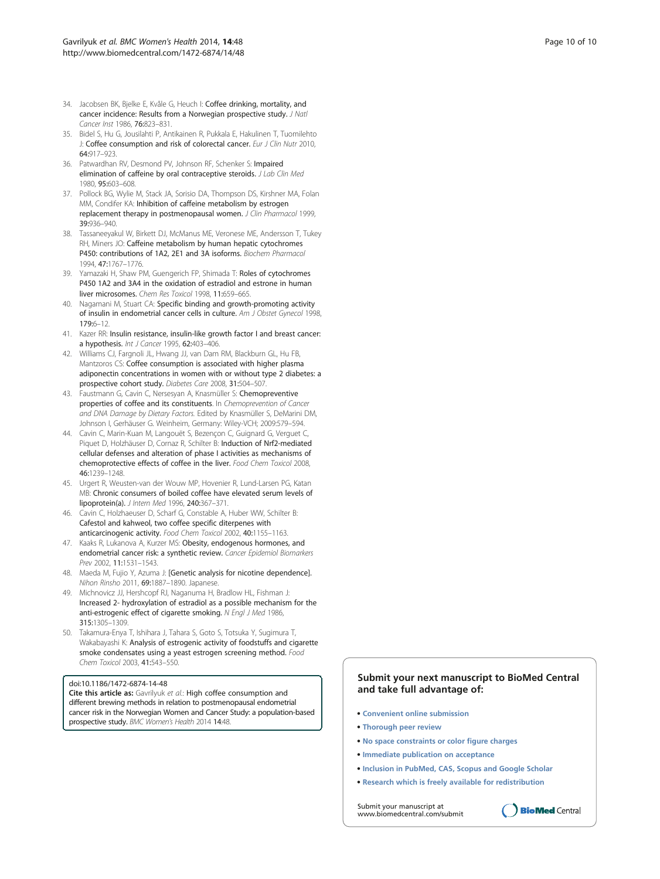34. Jacobsen BK, Bjelke E, Kvåle G, Heuch I: **Coffee drinking, mortality, and cancer incidence: Results from a Norwegian prospective study.** *J Natl Cancer Inst* 1986, **76:**823–831.
35. Bidel S, Hu G, Jousilahti P, Antikainen R, Pukkala E, Hakulinen T, Tuomilehto J: **Coffee consumption and risk of colorectal cancer.** *Eur J Clin Nutr* 2010, **64:**917–923.
36. Patwardhan RV, Desmond PV, Johnson RF, Schenker S: **Impaired elimination of caffeine by oral contraceptive steroids.** *J Lab Clin Med* 1980, **95:**603–608.
37. Pollock BG, Wylie M, Stack JA, Sorisio DA, Thompson DS, Kirshner MA, Folan MM, Condifer KA: **Inhibition of caffeine metabolism by estrogen replacement therapy in postmenopausal women.** *J Clin Pharmacol* 1999, **39:**936–940.
38. Tassaneeyakul W, Birkett DJ, McManus ME, Veronese ME, Andersson T, Tukey RH, Miners JO: **Caffeine metabolism by human hepatic cytochromes P450: contributions of 1A2, 2E1 and 3A isoforms.** *Biochem Pharmacol* 1994, **47:**1767–1776.
39. Yamazaki H, Shaw PM, Guengerich FP, Shimada T: **Roles of cytochromes P450 1A2 and 3A4 in the oxidation of estradiol and estrone in human liver microsomes.** *Chem Res Toxicol* 1998, **11:**659–665.
40. Nagamani M, Stuart CA: **Specific binding and growth-promoting activity of insulin in endometrial cancer cells in culture.** *Am J Obstet Gynecol* 1998, **179:**6–12.
41. Kazer RR: **Insulin resistance, insulin-like growth factor I and breast cancer: a hypothesis.** *Int J Cancer* 1995, **62:**403–406.
42. Williams CJ, Fargnoli JL, Hwang JJ, van Dam RM, Blackburn GL, Hu FB, Mantzoros CS: **Coffee consumption is associated with higher plasma adiponectin concentrations in women with or without type 2 diabetes: a prospective cohort study.** *Diabetes Care* 2008, **31:**504–507.
43. Faustmann G, Cavin C, Nersesyan A, Knasmüller S: **Chemopreventive properties of coffee and its constituents.** In *Chemoprevention of Cancer and DNA Damage by Dietary Factors.* Edited by Knasmüller S, DeMarini DM, Johnson I, Gerhäuser G. Weinheim, Germany: Wiley-VCH; 2009:579–594.
44. Cavin C, Marin-Kuan M, Langouët S, Bezençon C, Guignard G, Verguet C, Piquet D, Holzhäuser D, Cornaz R, Schilter B: **Induction of Nrf2-mediated cellular defenses and alteration of phase I activities as mechanisms of chemoprotective effects of coffee in the liver.** *Food Chem Toxicol* 2008, **46:**1239–1248.
45. Urgert R, Weusten-van der Wouw MP, Hovenier R, Lund-Larsen PG, Katan MB: **Chronic consumers of boiled coffee have elevated serum levels of lipoprotein(a).** *J Intern Med* 1996, **240:**367–371.
46. Cavin C, Holzhaeuser D, Scharf G, Constable A, Huber WW, Schilter B: **Cafestol and kahweol, two coffee specific diterpenes with anticarcinogenic activity.** *Food Chem Toxicol* 2002, **40:**1155–1163.
47. Kaaks R, Lukanova A, Kurzer MS: **Obesity, endogenous hormones, and endometrial cancer risk: a synthetic review.** *Cancer Epidemiol Biomarkers Prev* 2002, **11:**1531–1543.
48. Maeda M, Fujio Y, Azuma J: **[Genetic analysis for nicotine dependence].** *Nihon Rinsho* 2011, **69:**1887–1890. Japanese.
49. Michnovicz JJ, Hershcopf RJ, Naganuma H, Bradlow HL, Fishman J: **Increased 2- hydroxylation of estradiol as a possible mechanism for the anti-estrogenic effect of cigarette smoking.** *N Engl J Med* 1986, **315:**1305–1309.
50. Takamura-Enya T, Ishihara J, Tahara S, Goto S, Totsuka Y, Sugimura T, Wakabayashi K: **Analysis of estrogenic activity of foodstuffs and cigarette smoke condensates using a yeast estrogen screening method.** *Food Chem Toxicol* 2003, **41:**543–550.

doi:10.1186/1472-6874-14-48

**Cite this article as:** Gavrilyuk *et al.*: High coffee consumption and different brewing methods in relation to postmenopausal endometrial cancer risk in the Norwegian Women and Cancer Study: a population-based prospective study. *BMC Women's Health* 2014 **14**:48.

**Submit your next manuscript to BioMed Central and take full advantage of:**

- **Convenient online submission**
- **Thorough peer review**
- **No space constraints or color figure charges**
- **Immediate publication on acceptance**
- **Inclusion in PubMed, CAS, Scopus and Google Scholar**
- **Research which is freely available for redistribution**

Submit your manuscript at
www.biomedcentral.com/submit

BioMed Central